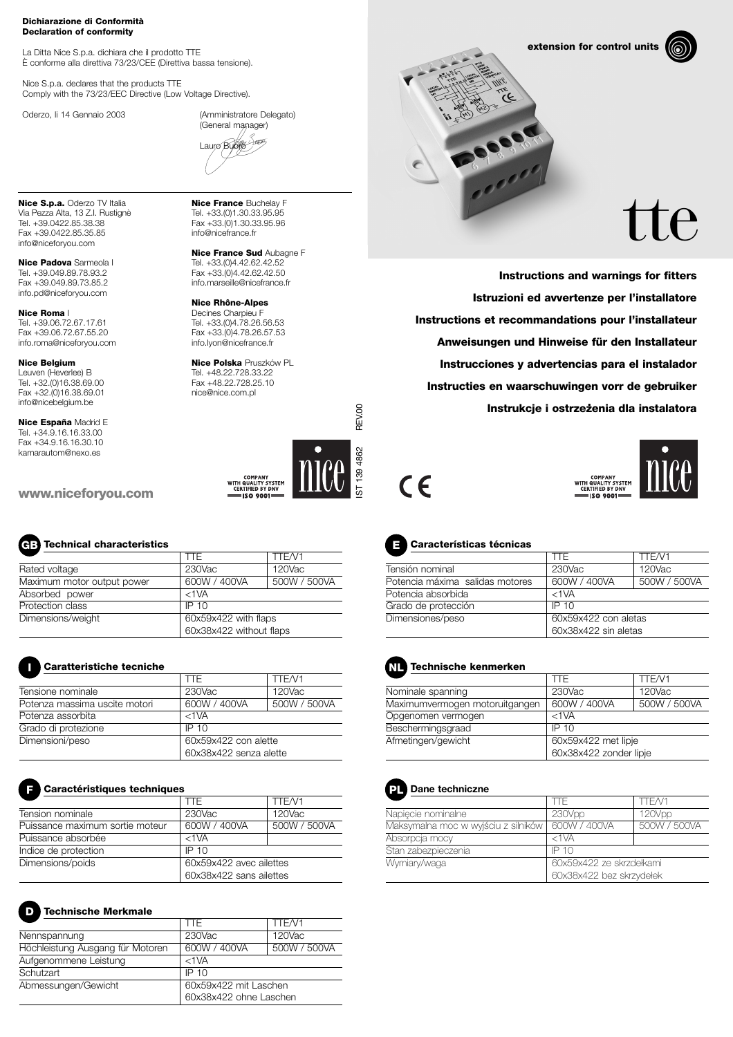**Dichiarazione di Conformità**
**Declaration of conformity**

La Ditta Nice S.p.a. dichiara che il prodotto TTE
È conforme alla direttiva 73/23/CEE (Direttiva bassa tensione).

Nice S.p.a. declares that the products TTE
Comply with the 73/23/EEC Directive (Low Voltage Directive).

Oderzo, li 14 Gennaio 2003

(Amministratore Delegato)
(General manager)
Lauro Buoro

**Nice S.p.a.** Oderzo TV Italia
Via Pezza Alta, 13 Z.I. Rustignè
Tel. +39.0422.85.38.38
Fax +39.0422.85.35.85
info@niceforyou.com

**Nice Padova** Sarmeola I
Tel. +39.049.89.78.93.2
Fax +39.049.89.73.85.2
info.pd@niceforyou.com

**Nice Roma** I
Tel. +39.06.72.67.17.61
Fax +39.06.72.67.55.20
info.roma@niceforyou.com

**Nice Belgium**
Leuven (Heverlee) B
Tel. +32.(0)16.38.69.00
Fax +32.(0)16.38.69.01
info@nicebelgium.be

**Nice España** Madrid E
Tel. +34.9.16.16.33.00
Fax +34.9.16.16.30.10
kamarautom@nexo.es

**Nice France** Buchelay F
Tel. +33.(0)1.30.33.95.95
Fax +33.(0)1.30.33.95.96
info@nicefrance.fr

**Nice France Sud** Aubagne F
Tel. +33.(0)4.42.62.42.52
Fax +33.(0)4.42.62.42.50
info.marseille@nicefrance.fr

**Nice Rhône-Alpes**
Decines Charpieu F
Tel. +33.(0)4.78.26.56.53
Fax +33.(0)4.78.26.57.53
info.lyon@nicefrance.fr

**Nice Polska** Pruszków PL
Tel. +48.22.728.33.22
Fax +48.22.728.25.10
nice@nice.com.pl

**www.niceforyou.com**

COMPANY WITH QUALITY SYSTEM CERTIFIED BY DNV — ISO 9001

IST 139 4862 REV.00

**extension for control units**

# tte

**Instructions and warnings for fitters**

**Istruzioni ed avvertenze per l'installatore**

**Instructions et recommandations pour l'installateur**

**Anweisungen und Hinweise für den Installateur**

**Instrucciones y advertencias para el instalador**

**Instructies en waarschuwingen vorr de gebruiker**

**Instrukcje i ostrzeżenia dla instalatora**

## GB Technical characteristics

| | TTE | TTE/V1 |
|---|---|---|
| Rated voltage | 230Vac | 120Vac |
| Maximum motor output power | 600W / 400VA | 500W / 500VA |
| Absorbed power | <1VA | |
| Protection class | IP 10 | |
| Dimensions/weight | 60x59x422 with flaps | |
| | 60x38x422 without flaps | |

## I Caratteristiche tecniche

| | TTE | TTE/V1 |
|---|---|---|
| Tensione nominale | 230Vac | 120Vac |
| Potenza massima uscite motori | 600W / 400VA | 500W / 500VA |
| Potenza assorbita | <1VA | |
| Grado di protezione | IP 10 | |
| Dimensioni/peso | 60x59x422 con alette | |
| | 60x38x422 senza alette | |

## F Caractéristiques techniques

| | TTE | TTE/V1 |
|---|---|---|
| Tension nominale | 230Vac | 120Vac |
| Puissance maximum sortie moteur | 600W / 400VA | 500W / 500VA |
| Puissance absorbée | <1VA | |
| Indice de protection | IP 10 | |
| Dimensions/poids | 60x59x422 avec ailettes | |
| | 60x38x422 sans ailettes | |

## D Technische Merkmale

| | TTE | TTE/V1 |
|---|---|---|
| Nennspannung | 230Vac | 120Vac |
| Höchleistung Ausgang für Motoren | 600W / 400VA | 500W / 500VA |
| Aufgenommene Leistung | <1VA | |
| Schutzart | IP 10 | |
| Abmessungen/Gewicht | 60x59x422 mit Laschen | |
| | 60x38x422 ohne Laschen | |

## E Características técnicas

| | TTE | TTE/V1 |
|---|---|---|
| Tensión nominal | 230Vac | 120Vac |
| Potencia máxima salidas motores | 600W / 400VA | 500W / 500VA |
| Potencia absorbida | <1VA | |
| Grado de protección | IP 10 | |
| Dimensiones/peso | 60x59x422 con aletas | |
| | 60x38x422 sin aletas | |

## NL Technische kenmerken

| | TTE | TTE/V1 |
|---|---|---|
| Nominale spanning | 230Vac | 120Vac |
| Maximumvermogen motoruitgangen | 600W / 400VA | 500W / 500VA |
| Opgenomen vermogen | <1VA | |
| Beschermingsgraad | IP 10 | |
| Afmetingen/gewicht | 60x59x422 met lipje | |
| | 60x38x422 zonder lipje | |

## PL Dane techniczne

| | TTE | TTE/V1 |
|---|---|---|
| Napięcie nominalne | 230Vpp | 120Vpp |
| Maksymalna moc w wyjściu z silników | 600W / 400VA | 500W / 500VA |
| Absorpcja mocy | <1VA | |
| Stan zabezpieczenia | IP 10 | |
| Wymiary/waga | 60x59x422 ze skrzdełkami | |
| | 60x38x422 bez skrzydełek | |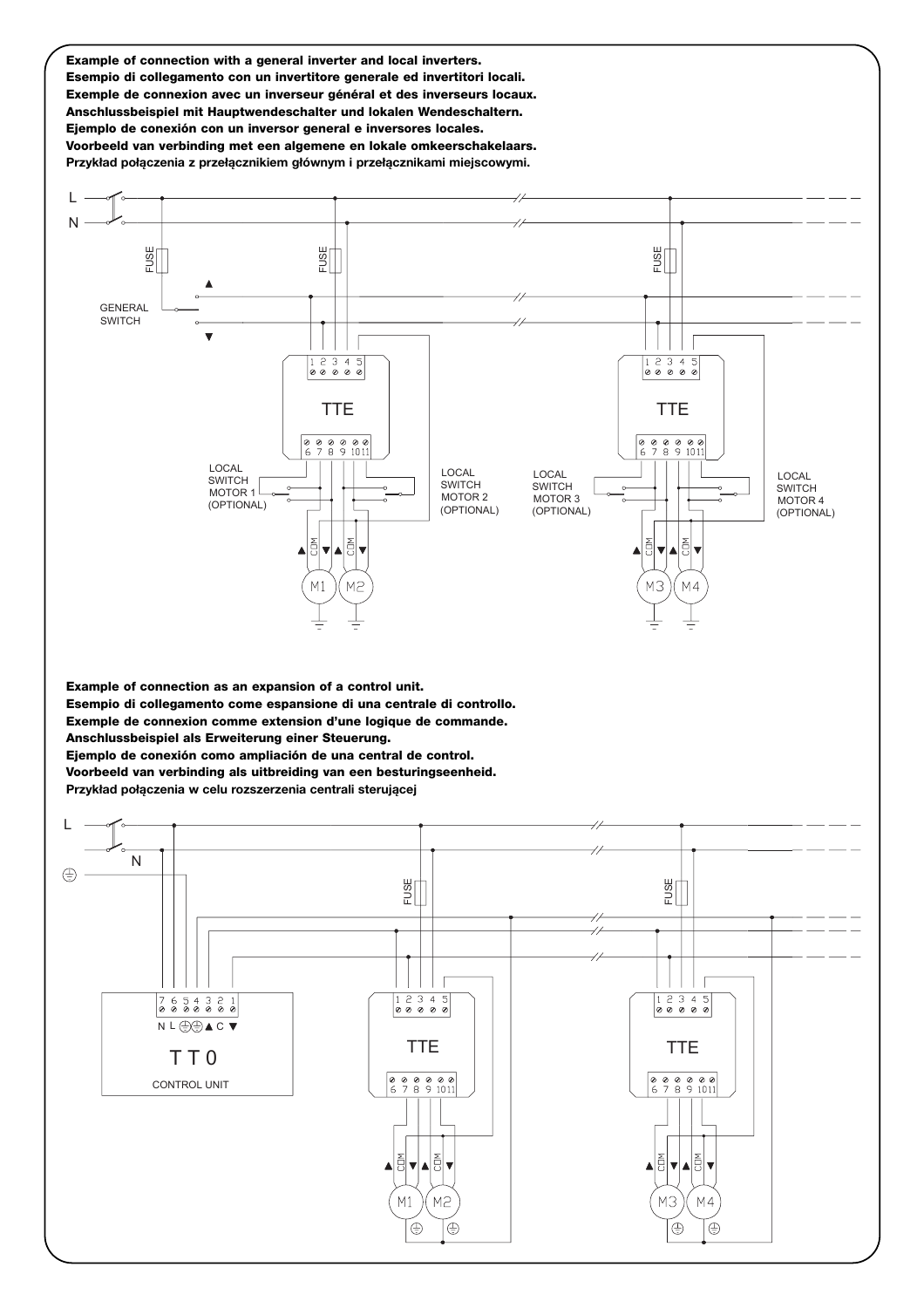**Example of connection with a general inverter and local inverters.**
**Esempio di collegamento con un invertitore generale ed invertitori locali.**
**Exemple de connexion avec un inverseur général et des inverseurs locaux.**
**Anschlussbeispiel mit Hauptwendeschalter und lokalen Wendeschaltern.**
**Ejemplo de conexión con un inversor general e inversores locales.**
**Voorbeeld van verbinding met een algemene en lokale omkeerschakelaars.**
**Przykład połączenia z przełącznikiem głównym i przełącznikami miejscowymi.**

L
N
FUSE
FUSE
FUSE
GENERAL SWITCH
▲
▼
1 2 3 4 5
TTE
6 7 8 9 10 11
1 2 3 4 5
TTE
6 7 8 9 10 11
LOCAL SWITCH MOTOR 1 (OPTIONAL)
LOCAL SWITCH MOTOR 2 (OPTIONAL)
LOCAL SWITCH MOTOR 3 (OPTIONAL)
LOCAL SWITCH MOTOR 4 (OPTIONAL)
▲ COM ▼ ▲ COM ▼
M1 M2
▲ COM ▼ ▲ COM ▼
M3 M4

**Example of connection as an expansion of a control unit.**
**Esempio di collegamento come espansione di una centrale di controllo.**
**Exemple de connexion comme extension d'une logique de commande.**
**Anschlussbeispiel als Erweiterung einer Steuerung.**
**Ejemplo de conexión como ampliación de una central de control.**
**Voorbeeld van verbinding als uitbreiding van een besturingseenheid.**
**Przykład połączenia w celu rozszerzenia centrali sterującej**

L
N
⏚
FUSE
FUSE
7 6 5 4 3 2 1
N L ⏚ ⏚ ▲ C ▼
TT0
CONTROL UNIT
1 2 3 4 5
TTE
6 7 8 9 10 11
1 2 3 4 5
TTE
6 7 8 9 10 11
▲ COM ▼ ▲ COM ▼
M1 M2
▲ COM ▼ ▲ COM ▼
M3 M4